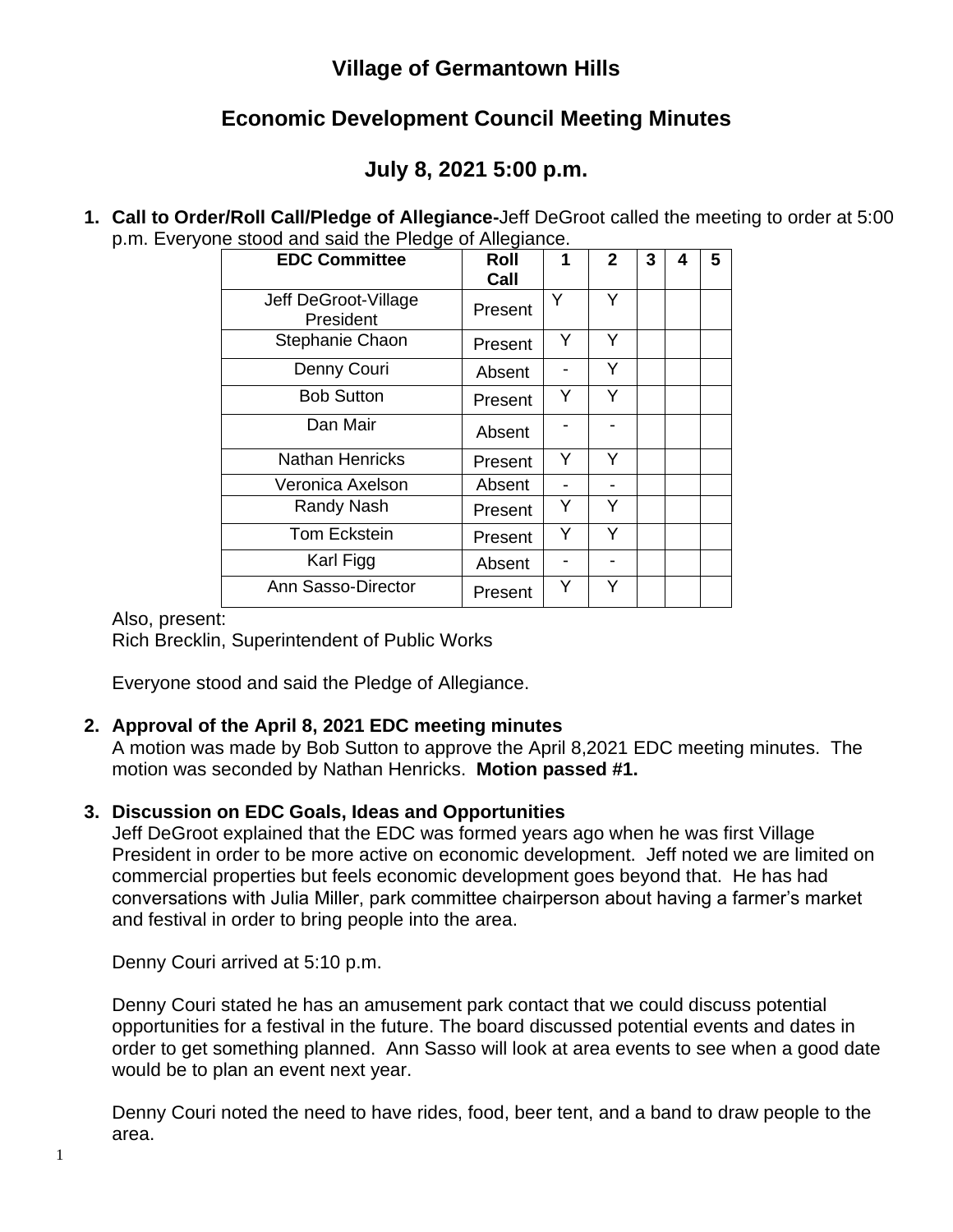# Village of Germantown Hills

## Economic Development Council Meeting Minutes

## July 8, 2021 5:00 p.m.

1. **Call to Order/Roll Call/Pledge of Allegiance-**Jeff DeGroot called the meeting to order at 5:00 p.m. Everyone stood and said the Pledge of Allegiance.

| EDC Committee | Roll Call | 1 | 2 | 3 | 4 | 5 |
|---|---|---|---|---|---|---|
| Jeff DeGroot-Village President | Present | Y | Y | | | |
| Stephanie Chaon | Present | Y | Y | | | |
| Denny Couri | Absent | - | Y | | | |
| Bob Sutton | Present | Y | Y | | | |
| Dan Mair | Absent | - | - | | | |
| Nathan Henricks | Present | Y | Y | | | |
| Veronica Axelson | Absent | - | - | | | |
| Randy Nash | Present | Y | Y | | | |
| Tom Eckstein | Present | Y | Y | | | |
| Karl Figg | Absent | - | - | | | |
| Ann Sasso-Director | Present | Y | Y | | | |

Also, present:
Rich Brecklin, Superintendent of Public Works

Everyone stood and said the Pledge of Allegiance.

2. **Approval of the April 8, 2021 EDC meeting minutes**
A motion was made by Bob Sutton to approve the April 8,2021 EDC meeting minutes. The motion was seconded by Nathan Henricks. **Motion passed #1.**

3. **Discussion on EDC Goals, Ideas and Opportunities**
Jeff DeGroot explained that the EDC was formed years ago when he was first Village President in order to be more active on economic development. Jeff noted we are limited on commercial properties but feels economic development goes beyond that. He has had conversations with Julia Miller, park committee chairperson about having a farmer's market and festival in order to bring people into the area.

Denny Couri arrived at 5:10 p.m.

Denny Couri stated he has an amusement park contact that we could discuss potential opportunities for a festival in the future. The board discussed potential events and dates in order to get something planned. Ann Sasso will look at area events to see when a good date would be to plan an event next year.

Denny Couri noted the need to have rides, food, beer tent, and a band to draw people to the area.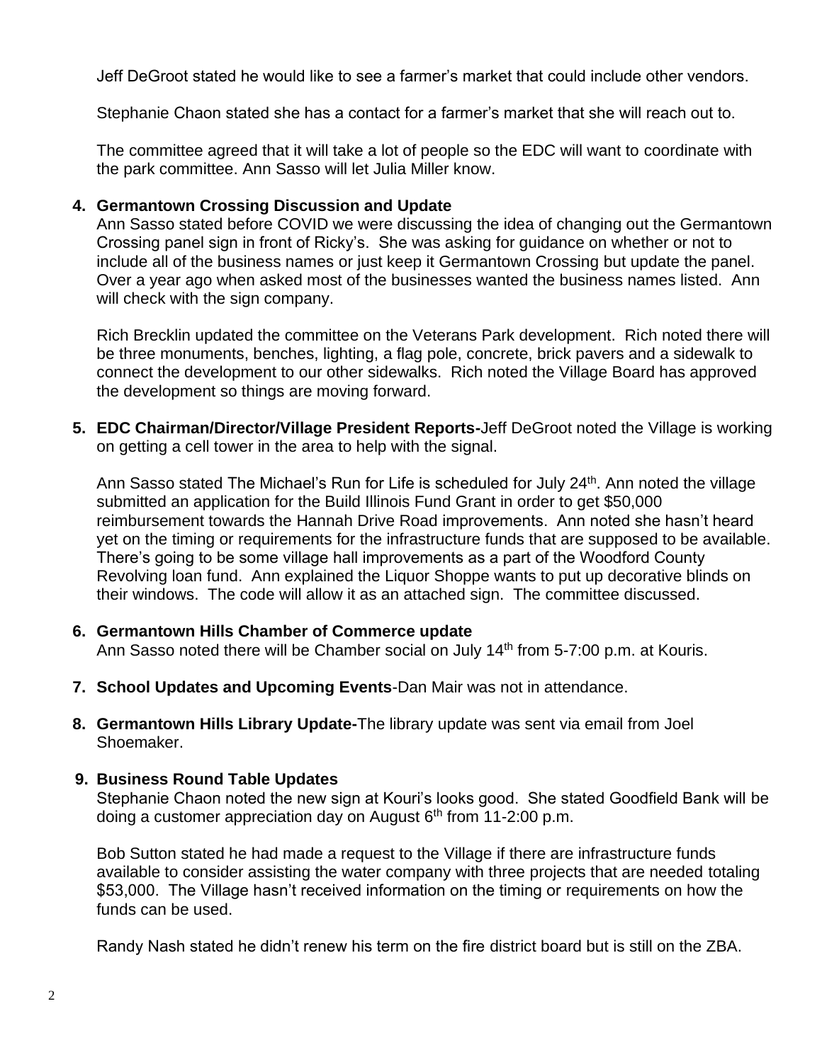Jeff DeGroot stated he would like to see a farmer's market that could include other vendors.

Stephanie Chaon stated she has a contact for a farmer's market that she will reach out to.

The committee agreed that it will take a lot of people so the EDC will want to coordinate with the park committee. Ann Sasso will let Julia Miller know.

4. **Germantown Crossing Discussion and Update**
   Ann Sasso stated before COVID we were discussing the idea of changing out the Germantown Crossing panel sign in front of Ricky's. She was asking for guidance on whether or not to include all of the business names or just keep it Germantown Crossing but update the panel. Over a year ago when asked most of the businesses wanted the business names listed. Ann will check with the sign company.

   Rich Brecklin updated the committee on the Veterans Park development. Rich noted there will be three monuments, benches, lighting, a flag pole, concrete, brick pavers and a sidewalk to connect the development to our other sidewalks. Rich noted the Village Board has approved the development so things are moving forward.

5. **EDC Chairman/Director/Village President Reports-**Jeff DeGroot noted the Village is working on getting a cell tower in the area to help with the signal.

   Ann Sasso stated The Michael's Run for Life is scheduled for July 24th. Ann noted the village submitted an application for the Build Illinois Fund Grant in order to get $50,000 reimbursement towards the Hannah Drive Road improvements. Ann noted she hasn't heard yet on the timing or requirements for the infrastructure funds that are supposed to be available. There's going to be some village hall improvements as a part of the Woodford County Revolving loan fund. Ann explained the Liquor Shoppe wants to put up decorative blinds on their windows. The code will allow it as an attached sign. The committee discussed.

6. **Germantown Hills Chamber of Commerce update**
   Ann Sasso noted there will be Chamber social on July 14th from 5-7:00 p.m. at Kouris.

7. **School Updates and Upcoming Events**-Dan Mair was not in attendance.

8. **Germantown Hills Library Update-**The library update was sent via email from Joel Shoemaker.

9. **Business Round Table Updates**
   Stephanie Chaon noted the new sign at Kouri's looks good. She stated Goodfield Bank will be doing a customer appreciation day on August 6th from 11-2:00 p.m.

   Bob Sutton stated he had made a request to the Village if there are infrastructure funds available to consider assisting the water company with three projects that are needed totaling $53,000. The Village hasn't received information on the timing or requirements on how the funds can be used.

   Randy Nash stated he didn't renew his term on the fire district board but is still on the ZBA.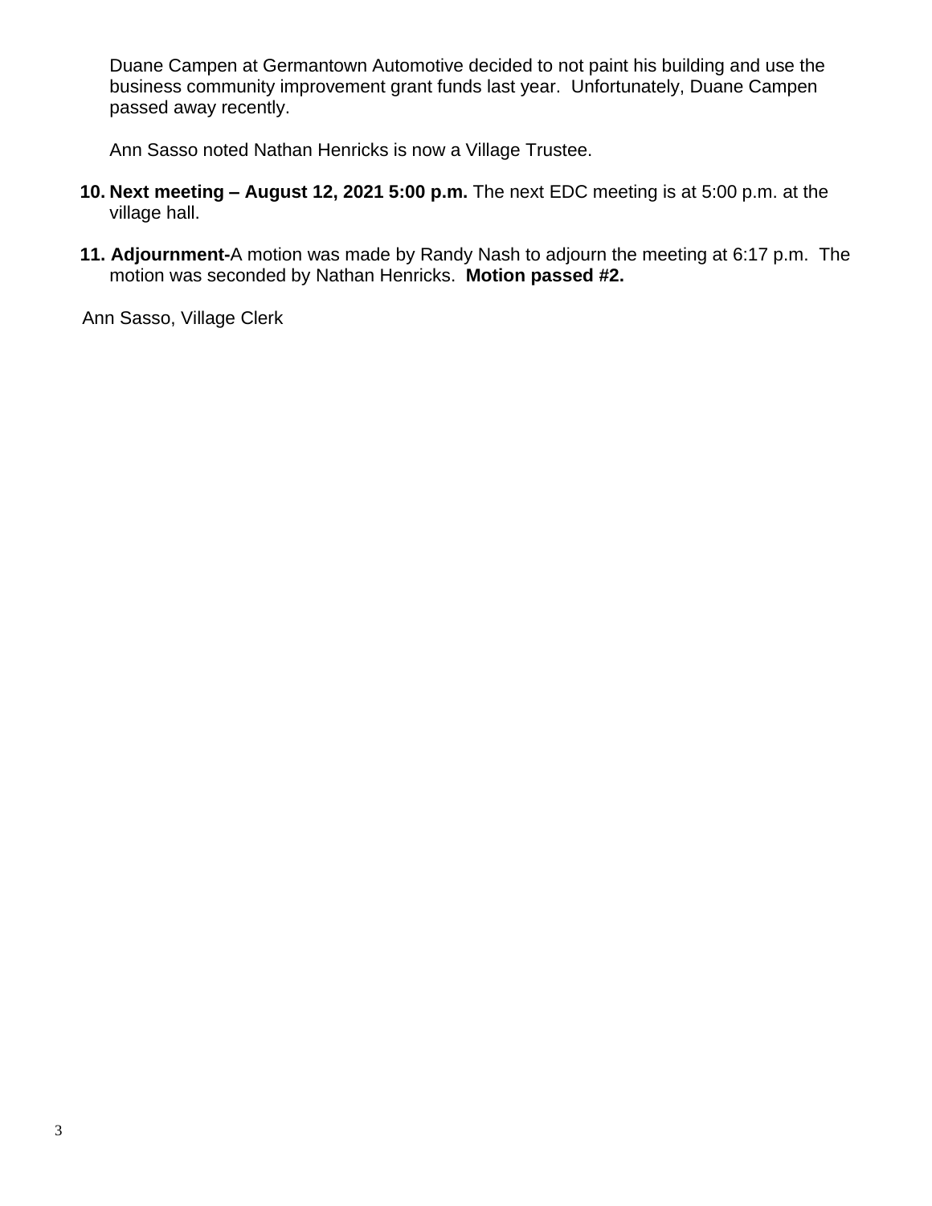Duane Campen at Germantown Automotive decided to not paint his building and use the business community improvement grant funds last year. Unfortunately, Duane Campen passed away recently.

Ann Sasso noted Nathan Henricks is now a Village Trustee.

10. **Next meeting – August 12, 2021 5:00 p.m.** The next EDC meeting is at 5:00 p.m. at the village hall.

11. **Adjournment-**A motion was made by Randy Nash to adjourn the meeting at 6:17 p.m. The motion was seconded by Nathan Henricks. **Motion passed #2.**

Ann Sasso, Village Clerk